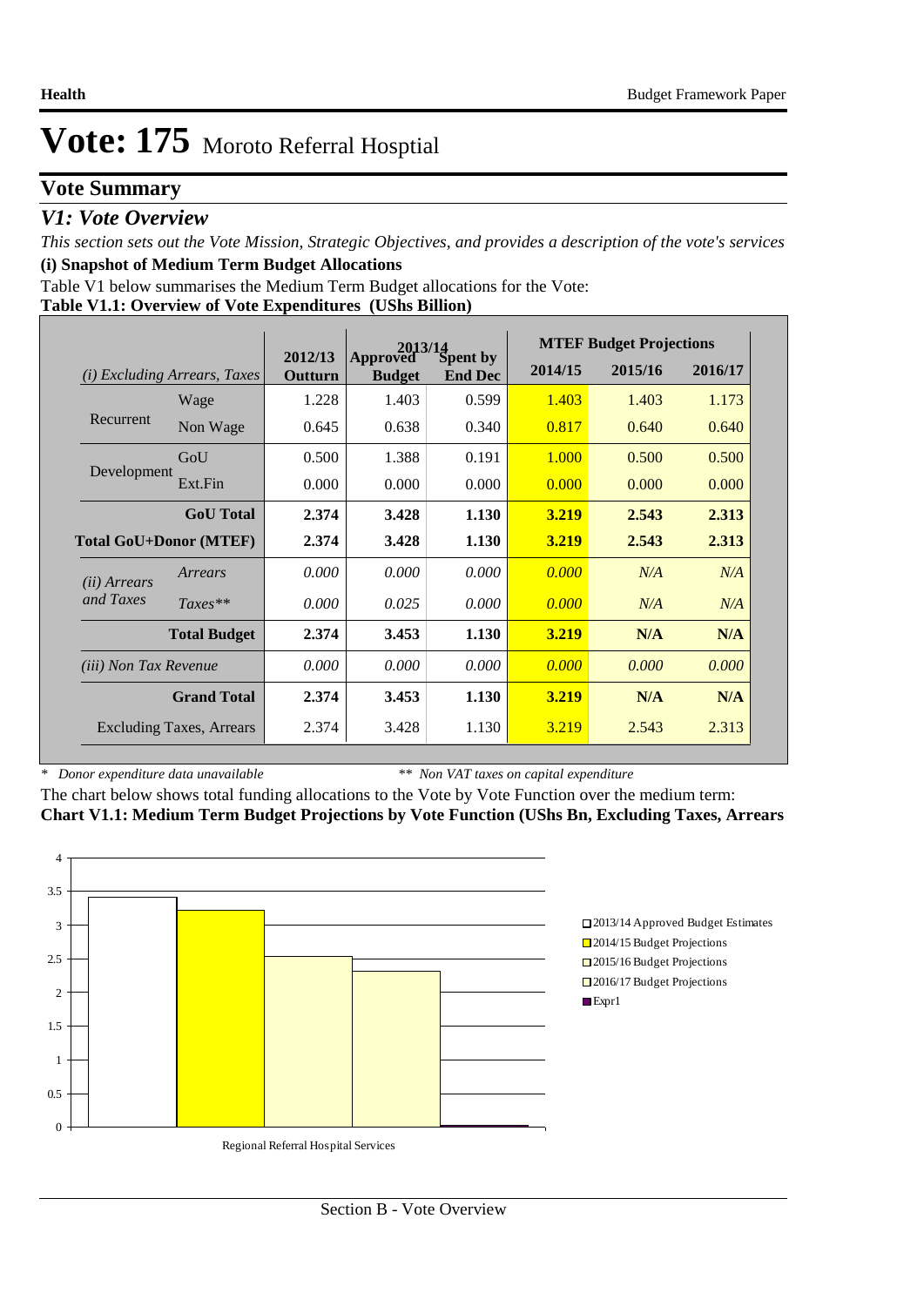# Vote: 175 Moroto Referral Hosptial

## Vote Summary

### *V1: Vote Overview*

*This section sets out the Vote Mission, Strategic Objectives, and provides a description of the vote's services*

**(i) Snapshot of Medium Term Budget Allocations**

Table V1 below summarises the Medium Term Budget allocations for the Vote:

**Table V1.1: Overview of Vote Expenditures (UShs Billion)**

| *(i) Excluding Arrears, Taxes* | | 2012/13 Outturn | 2013/14 Approved Budget | 2013/14 Spent by End Dec | MTEF Budget Projections 2014/15 | 2015/16 | 2016/17 |
|---|---|---|---|---|---|---|---|
| Recurrent | Wage | 1.228 | 1.403 | 0.599 | 1.403 | 1.403 | 1.173 |
| | Non Wage | 0.645 | 0.638 | 0.340 | 0.817 | 0.640 | 0.640 |
| Development | GoU | 0.500 | 1.388 | 0.191 | 1.000 | 0.500 | 0.500 |
| | Ext.Fin | 0.000 | 0.000 | 0.000 | 0.000 | 0.000 | 0.000 |
| | **GoU Total** | **2.374** | **3.428** | **1.130** | **3.219** | **2.543** | **2.313** |
| **Total GoU+Donor (MTEF)** | | **2.374** | **3.428** | **1.130** | **3.219** | **2.543** | **2.313** |
| *(ii) Arrears and Taxes* | *Arrears* | *0.000* | *0.000* | *0.000* | *0.000* | *N/A* | *N/A* |
| | *Taxes*** | *0.000* | *0.025* | *0.000* | *0.000* | *N/A* | *N/A* |
| | **Total Budget** | **2.374** | **3.453** | **1.130** | **3.219** | **N/A** | **N/A** |
| *(iii) Non Tax Revenue* | | *0.000* | *0.000* | *0.000* | *0.000* | *0.000* | *0.000* |
| | **Grand Total** | **2.374** | **3.453** | **1.130** | **3.219** | **N/A** | **N/A** |
| | Excluding Taxes, Arrears | 2.374 | 3.428 | 1.130 | 3.219 | 2.543 | 2.313 |

\* *Donor expenditure data unavailable* ** *Non VAT taxes on capital expenditure*

The chart below shows total funding allocations to the Vote by Vote Function over the medium term:

**Chart V1.1: Medium Term Budget Projections by Vote Function (UShs Bn, Excluding Taxes, Arrears**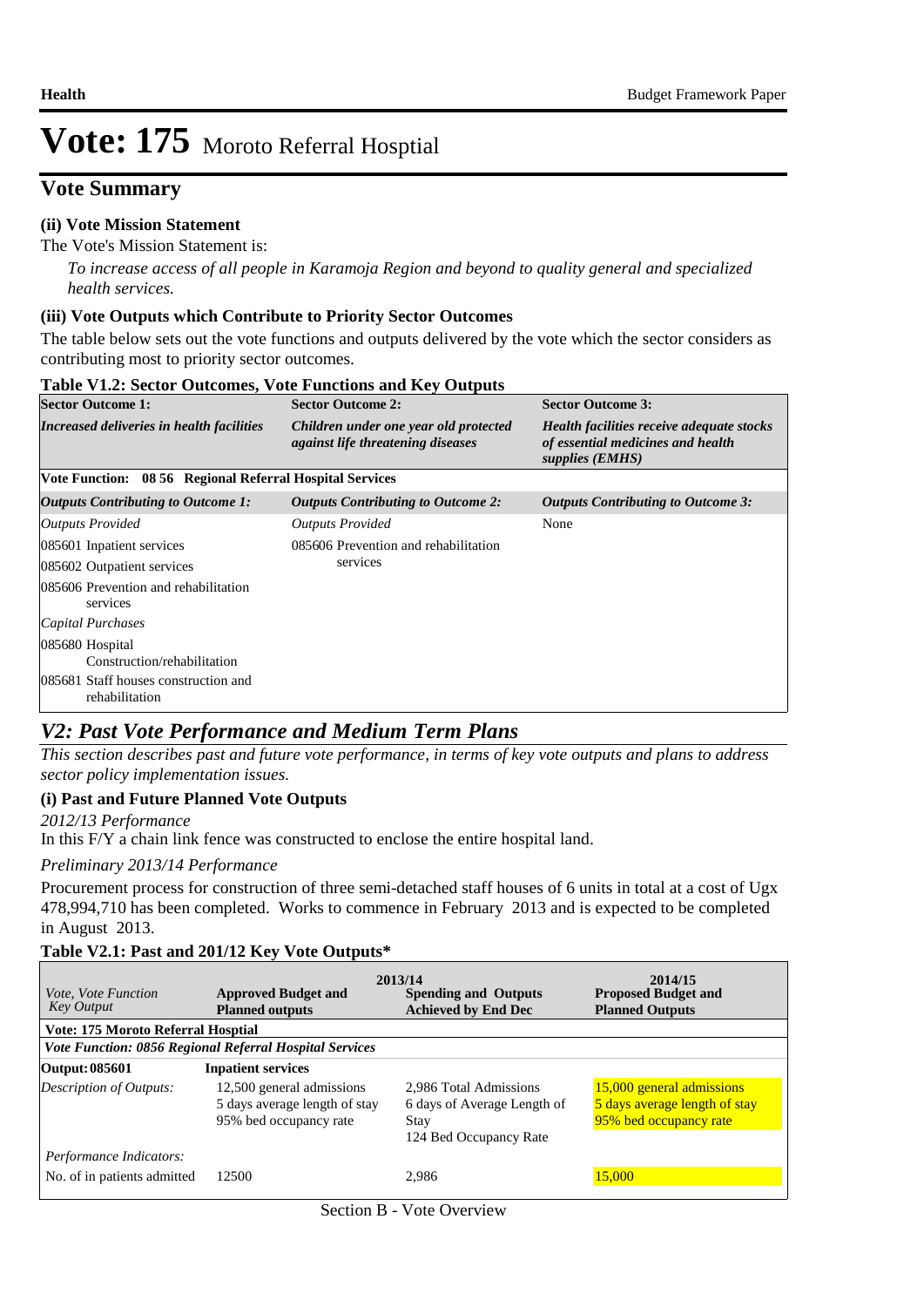# Vote: 175 Moroto Referral Hosptial

## Vote Summary

### (ii) Vote Mission Statement

The Vote's Mission Statement is:

*To increase access of all people in Karamoja Region and beyond to quality general and specialized health services.*

### (iii) Vote Outputs which Contribute to Priority Sector Outcomes

The table below sets out the vote functions and outputs delivered by the vote which the sector considers as contributing most to priority sector outcomes.

**Table V1.2: Sector Outcomes, Vote Functions and Key Outputs**

| **Sector Outcome 1:** | **Sector Outcome 2:** | **Sector Outcome 3:** |
|---|---|---|
| ***Increased deliveries in health facilities*** | ***Children under one year old protected against life threatening diseases*** | ***Health facilities receive adequate stocks of essential medicines and health supplies (EMHS)*** |
| **Vote Function: 08 56 Regional Referral Hospital Services** | | |
| ***Outputs Contributing to Outcome 1:*** | ***Outputs Contributing to Outcome 2:*** | ***Outputs Contributing to Outcome 3:*** |
| *Outputs Provided* | *Outputs Provided* | None |
| 085601 Inpatient services | 085606 Prevention and rehabilitation services | |
| 085602 Outpatient services | | |
| 085606 Prevention and rehabilitation services | | |
| *Capital Purchases* | | |
| 085680 Hospital Construction/rehabilitation | | |
| 085681 Staff houses construction and rehabilitation | | |

## *V2: Past Vote Performance and Medium Term Plans*

*This section describes past and future vote performance, in terms of key vote outputs and plans to address sector policy implementation issues.*

### (i) Past and Future Planned Vote Outputs

*2012/13 Performance*

In this F/Y a chain link fence was constructed to enclose the entire hospital land.

*Preliminary 2013/14 Performance*

Procurement process for construction of three semi-detached staff houses of 6 units in total at a cost of Ugx 478,994,710 has been completed. Works to commence in February 2013 and is expected to be completed in August 2013.

**Table V2.1: Past and 201/12 Key Vote Outputs***

| *Vote, Vote Function Key Output* | 2013/14 **Approved Budget and Planned outputs** | **Spending and Outputs Achieved by End Dec** | 2014/15 **Proposed Budget and Planned Outputs** |
|---|---|---|---|
| **Vote: 175 Moroto Referral Hosptial** | | | |
| ***Vote Function: 0856 Regional Referral Hospital Services*** | | | |
| **Output: 085601** | **Inpatient services** | | |
| *Description of Outputs:* | 12,500 general admissions<br>5 days average length of stay<br>95% bed occupancy rate | 2,986 Total Admissions<br>6 days of Average Length of Stay<br>124 Bed Occupancy Rate | 15,000 general admissions<br>5 days average length of stay<br>95% bed occupancy rate |
| *Performance Indicators:* | | | |
| No. of in patients admitted | 12500 | 2,986 | 15,000 |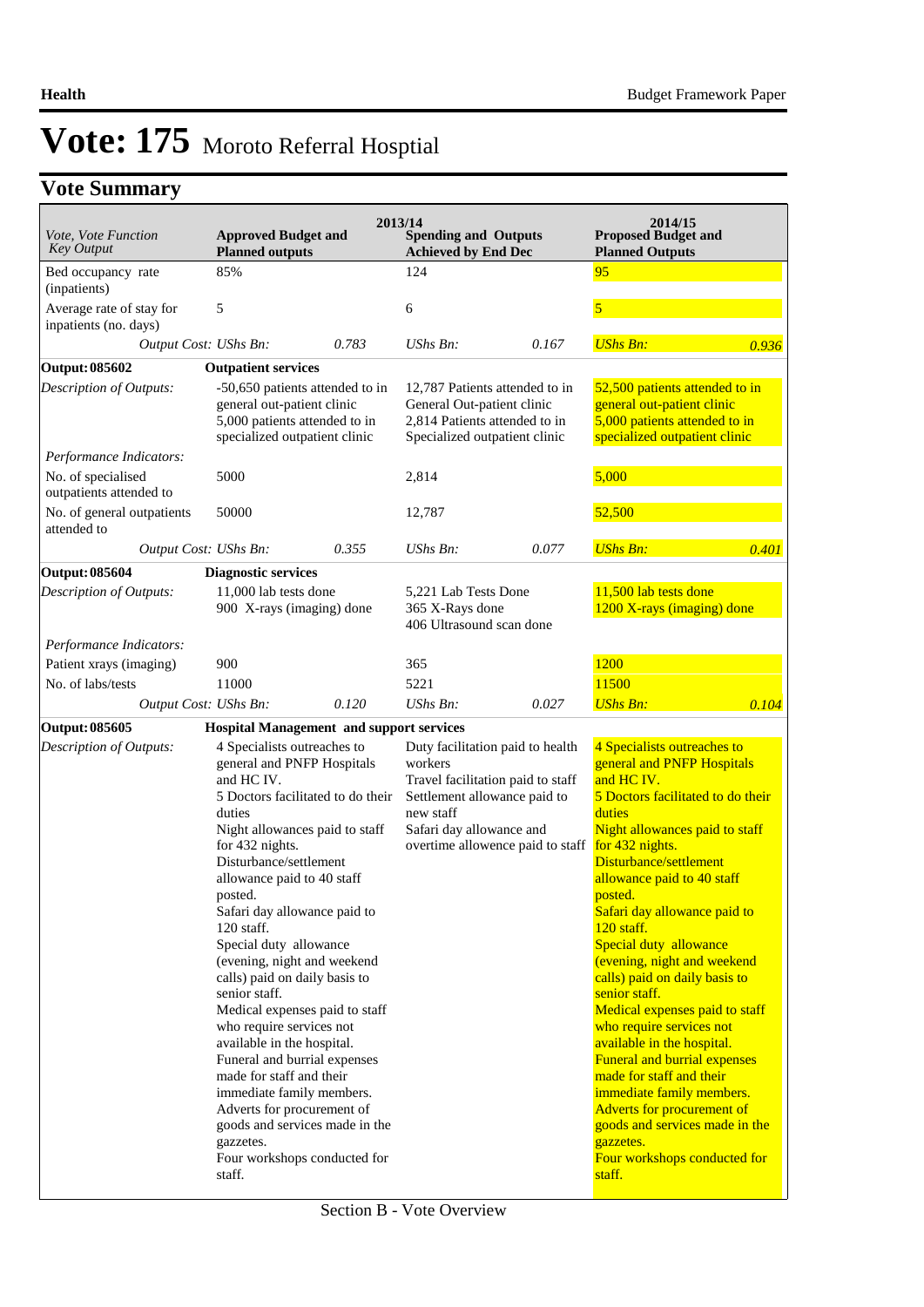# Vote: 175 Moroto Referral Hosptial

## Vote Summary

| Vote, Vote Function Key Output | 2013/14 Approved Budget and Planned outputs | | 2013/14 Spending and Outputs Achieved by End Dec | | 2014/15 Proposed Budget and Planned Outputs | |
|---|---|---|---|---|---|---|
| Bed occupancy rate (inpatients) | 85% | | 124 | | 95 | |
| Average rate of stay for inpatients (no. days) | 5 | | 6 | | 5 | |
| *Output Cost:* | *UShs Bn:* | *0.783* | *UShs Bn:* | *0.167* | *UShs Bn:* | *0.936* |
| **Output: 085602** | **Outpatient services** | | | | | |
| *Description of Outputs:* | -50,650 patients attended to in general out-patient clinic<br>5,000 patients attended to in specialized outpatient clinic | | 12,787 Patients attended to in General Out-patient clinic<br>2,814 Patients attended to in Specialized outpatient clinic | | 52,500 patients attended to in general out-patient clinic<br>5,000 patients attended to in specialized outpatient clinic | |
| *Performance Indicators:* | | | | | | |
| No. of specialised outpatients attended to | 5000 | | 2,814 | | 5,000 | |
| No. of general outpatients attended to | 50000 | | 12,787 | | 52,500 | |
| *Output Cost:* | *UShs Bn:* | *0.355* | *UShs Bn:* | *0.077* | *UShs Bn:* | *0.401* |
| **Output: 085604** | **Diagnostic services** | | | | | |
| *Description of Outputs:* | 11,000 lab tests done<br>900 X-rays (imaging) done | | 5,221 Lab Tests Done<br>365 X-Rays done<br>406 Ultrasound scan done | | 11,500 lab tests done<br>1200 X-rays (imaging) done | |
| *Performance Indicators:* | | | | | | |
| Patient xrays (imaging) | 900 | | 365 | | 1200 | |
| No. of labs/tests | 11000 | | 5221 | | 11500 | |
| *Output Cost:* | *UShs Bn:* | *0.120* | *UShs Bn:* | *0.027* | *UShs Bn:* | *0.104* |
| **Output: 085605** | **Hospital Management and support services** | | | | | |
| *Description of Outputs:* | 4 Specialists outreaches to general and PNFP Hospitals and HC IV.<br>5 Doctors facilitated to do their duties<br>Night allowances paid to staff for 432 nights.<br>Disturbance/settlement allowance paid to 40 staff posted.<br>Safari day allowance paid to 120 staff.<br>Special duty allowance (evening, night and weekend calls) paid on daily basis to senior staff.<br>Medical expenses paid to staff who require services not available in the hospital.<br>Funeral and burrial expenses made for staff and their immediate family members.<br>Adverts for procurement of goods and services made in the gazzetes.<br>Four workshops conducted for staff. | | Duty facilitation paid to health workers<br>Travel facilitation paid to staff<br>Settlement allowance paid to new staff<br>Safari day allowance and overtime allowence paid to staff | | 4 Specialists outreaches to general and PNFP Hospitals and HC IV.<br>5 Doctors facilitated to do their duties<br>Night allowances paid to staff for 432 nights.<br>Disturbance/settlement allowance paid to 40 staff posted.<br>Safari day allowance paid to 120 staff.<br>Special duty allowance (evening, night and weekend calls) paid on daily basis to senior staff.<br>Medical expenses paid to staff who require services not available in the hospital.<br>Funeral and burrial expenses made for staff and their immediate family members.<br>Adverts for procurement of goods and services made in the gazzetes.<br>Four workshops conducted for staff. | |

Section B - Vote Overview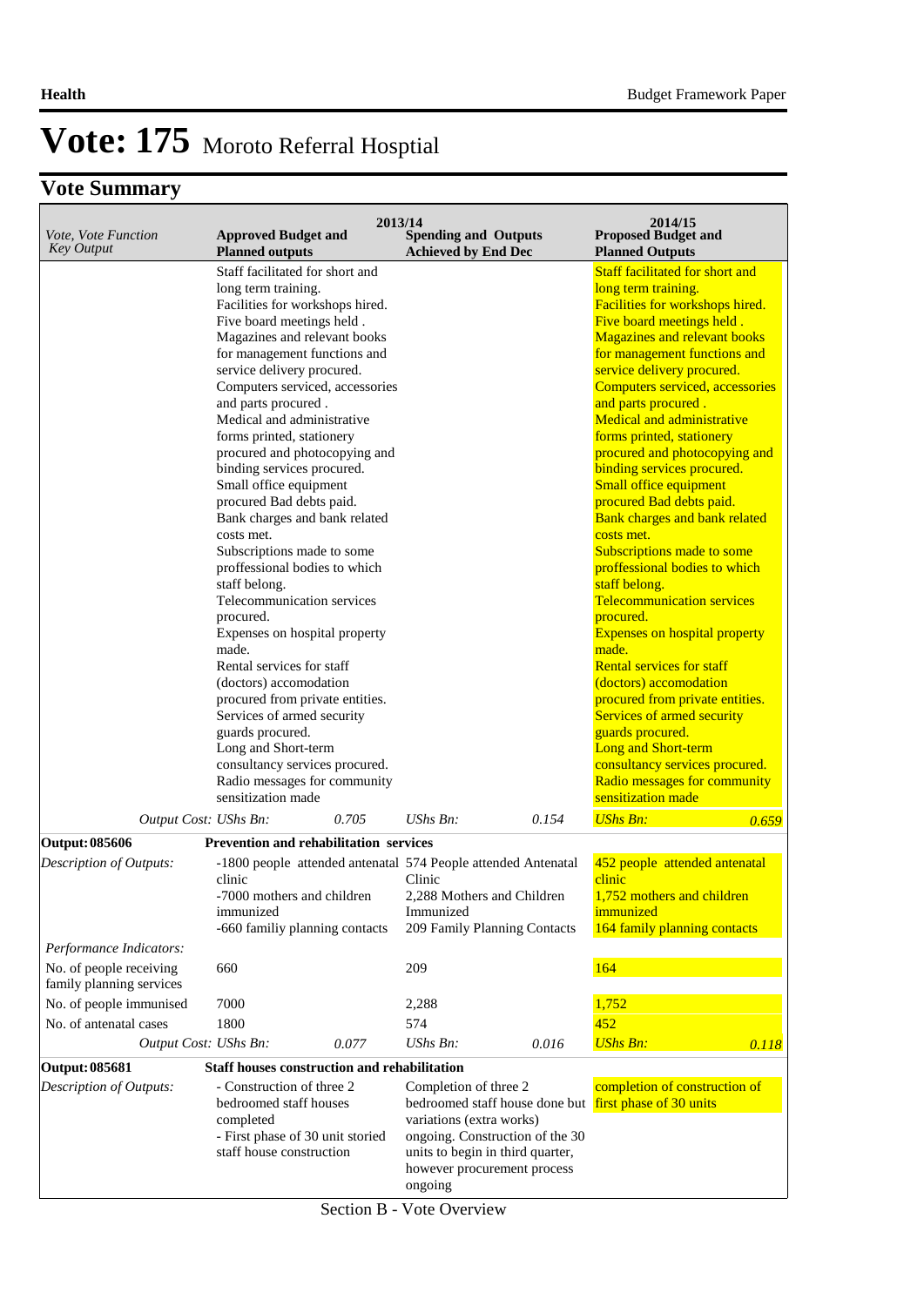# Vote: 175 Moroto Referral Hosptial

## Vote Summary

| Vote, Vote Function Key Output | 2013/14 Approved Budget and Planned outputs | 2013/14 Spending and Outputs Achieved by End Dec | 2014/15 Proposed Budget and Planned Outputs |
|---|---|---|---|
| | Staff facilitated for short and long term training. Facilities for workshops hired. Five board meetings held . Magazines and relevant books for management functions and service delivery procured. Computers serviced, accessories and parts procured . Medical and administrative forms printed, stationery procured and photocopying and binding services procured. Small office equipment procured Bad debts paid. Bank charges and bank related costs met. Subscriptions made to some proffessional bodies to which staff belong. Telecommunication services procured. Expenses on hospital property made. Rental services for staff (doctors) accomodation procured from private entities. Services of armed security guards procured. Long and Short-term consultancy services procured. Radio messages for community sensitization made | | Staff facilitated for short and long term training. Facilities for workshops hired. Five board meetings held . Magazines and relevant books for management functions and service delivery procured. Computers serviced, accessories and parts procured . Medical and administrative forms printed, stationery procured and photocopying and binding services procured. Small office equipment procured Bad debts paid. Bank charges and bank related costs met. Subscriptions made to some proffessional bodies to which staff belong. Telecommunication services procured. Expenses on hospital property made. Rental services for staff (doctors) accomodation procured from private entities. Services of armed security guards procured. Long and Short-term consultancy services procured. Radio messages for community sensitization made |
| *Output Cost:* | *UShs Bn: 0.705* | *UShs Bn: 0.154* | *UShs Bn: 0.659* |
| **Output: 085606** | **Prevention and rehabilitation services** | | |
| *Description of Outputs:* | -1800 people attended antenatal clinic<br>-7000 mothers and children immunized<br>-660 familiy planning contacts | 574 People attended Antenatal Clinic<br>2,288 Mothers and Children Immunized<br>209 Family Planning Contacts | 452 people attended antenatal clinic<br>1,752 mothers and children immunized<br>164 family planning contacts |
| *Performance Indicators:* | | | |
| No. of people receiving family planning services | 660 | 209 | 164 |
| No. of people immunised | 7000 | 2,288 | 1,752 |
| No. of antenatal cases | 1800 | 574 | 452 |
| *Output Cost:* | *UShs Bn: 0.077* | *UShs Bn: 0.016* | *UShs Bn: 0.118* |
| **Output: 085681** | **Staff houses construction and rehabilitation** | | |
| *Description of Outputs:* | - Construction of three 2 bedroomed staff houses completed<br>- First phase of 30 unit storied staff house construction | Completion of three 2 bedroomed staff house done but variations (extra works) ongoing. Construction of the 30 units to begin in third quarter, however procurement process ongoing | completion of construction of first phase of 30 units |

Section B - Vote Overview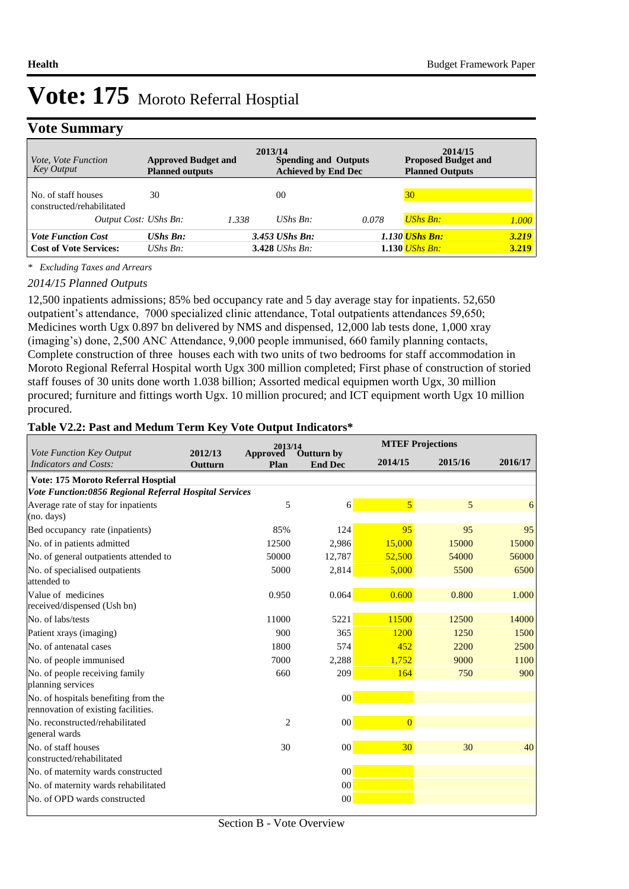# Vote: 175 Moroto Referral Hosptial

## Vote Summary

| *Vote, Vote Function Key Output* | **2013/14 Approved Budget and Planned outputs** | | **Spending and Outputs Achieved by End Dec** | | **2014/15 Proposed Budget and Planned Outputs** | |
|---|---|---|---|---|---|---|
| No. of staff houses constructed/rehabilitated | 30 | | 00 | | 30 | |
| *Output Cost: UShs Bn:* | | *1.338* | *UShs Bn:* | *0.078* | *UShs Bn:* | *1.000* |
| ***Vote Function Cost*** | ***UShs Bn:*** | | ***3.453 UShs Bn:*** | | ***1.130 UShs Bn:*** | ***3.219*** |
| **Cost of Vote Services:** | *UShs Bn:* | | **3.428** *UShs Bn:* | | **1.130** *UShs Bn:* | **3.219** |

*\* Excluding Taxes and Arrears*

*2014/15 Planned Outputs*

12,500 inpatients admissions; 85% bed occupancy rate and 5 day average stay for inpatients. 52,650 outpatient's attendance, 7000 specialized clinic attendance, Total outpatients attendances 59,650; Medicines worth Ugx 0.897 bn delivered by NMS and dispensed, 12,000 lab tests done, 1,000 xray (imaging's) done, 2,500 ANC Attendance, 9,000 people immunised, 660 family planning contacts, Complete construction of three houses each with two units of two bedrooms for staff accommodation in Moroto Regional Referral Hospital worth Ugx 300 million completed; First phase of construction of storied staff fouses of 30 units done worth 1.038 billion; Assorted medical equipmen worth Ugx, 30 million procured; furniture and fittings worth Ugx. 10 million procured; and ICT equipment worth Ugx 10 million procured.

**Table V2.2: Past and Medum Term Key Vote Output Indicators***

| *Vote Function Key Output Indicators and Costs:* | **2012/13 Outturn** | **2013/14 Approved Plan** | **2013/14 Outturn by End Dec** | **MTEF Projections 2014/15** | **2015/16** | **2016/17** |
|---|---|---|---|---|---|---|
| **Vote: 175 Moroto Referral Hosptial** | | | | | | |
| ***Vote Function:0856 Regional Referral Hospital Services*** | | | | | | |
| Average rate of stay for inpatients (no. days) | | 5 | 6 | 5 | 5 | 6 |
| Bed occupancy rate (inpatients) | | 85% | 124 | 95 | 95 | 95 |
| No. of in patients admitted | | 12500 | 2,986 | 15,000 | 15000 | 15000 |
| No. of general outpatients attended to | | 50000 | 12,787 | 52,500 | 54000 | 56000 |
| No. of specialised outpatients attended to | | 5000 | 2,814 | 5,000 | 5500 | 6500 |
| Value of medicines received/dispensed (Ush bn) | | 0.950 | 0.064 | 0.600 | 0.800 | 1.000 |
| No. of labs/tests | | 11000 | 5221 | 11500 | 12500 | 14000 |
| Patient xrays (imaging) | | 900 | 365 | 1200 | 1250 | 1500 |
| No. of antenatal cases | | 1800 | 574 | 452 | 2200 | 2500 |
| No. of people immunised | | 7000 | 2,288 | 1,752 | 9000 | 1100 |
| No. of people receiving family planning services | | 660 | 209 | 164 | 750 | 900 |
| No. of hospitals benefiting from the rennovation of existing facilities. | | | 00 | | | |
| No. reconstructed/rehabilitated general wards | | 2 | 00 | 0 | | |
| No. of staff houses constructed/rehabilitated | | 30 | 00 | 30 | 30 | 40 |
| No. of maternity wards constructed | | | 00 | | | |
| No. of maternity wards rehabilitated | | | 00 | | | |
| No. of OPD wards constructed | | | 00 | | | |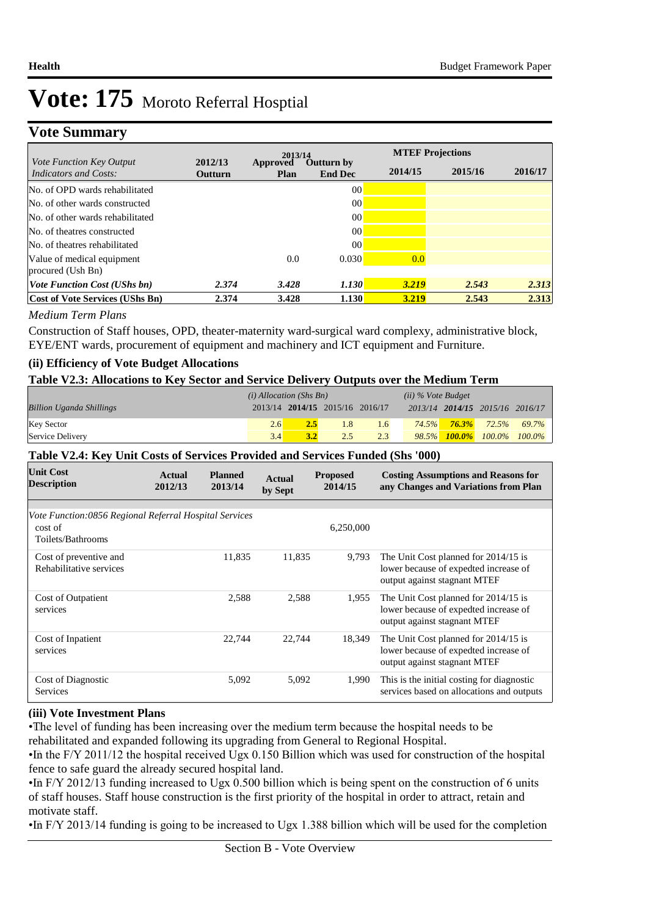# Vote: 175 Moroto Referral Hosptial

## Vote Summary

| *Vote Function Key Output Indicators and Costs:* | 2012/13 Outturn | 2013/14 Approved Plan | 2013/14 Outturn by End Dec | MTEF Projections 2014/15 | 2015/16 | 2016/17 |
|---|---|---|---|---|---|---|
| No. of OPD wards rehabilitated | | | 00 | | | |
| No. of other wards constructed | | | 00 | | | |
| No. of other wards rehabilitated | | | 00 | | | |
| No. of theatres constructed | | | 00 | | | |
| No. of theatres rehabilitated | | | 00 | | | |
| Value of medical equipment procured (Ush Bn) | | 0.0 | 0.030 | 0.0 | | |
| ***Vote Function Cost (UShs bn)*** | ***2.374*** | ***3.428*** | ***1.130*** | ***3.219*** | ***2.543*** | ***2.313*** |
| **Cost of Vote Services (UShs Bn)** | **2.374** | **3.428** | **1.130** | **3.219** | **2.543** | **2.313** |

*Medium Term Plans*

Construction of Staff houses, OPD, theater-maternity ward-surgical ward complexy, administrative block, EYE/ENT wards, procurement of equipment and machinery and ICT equipment and Furniture.

### (ii) Efficiency of Vote Budget Allocations

### Table V2.3: Allocations to Key Sector and Service Delivery Outputs over the Medium Term

| *Billion Uganda Shillings* | *(i) Allocation (Shs Bn)* 2013/14 | **2014/15** | 2015/16 | 2016/17 | *(ii) % Vote Budget* 2013/14 | **2014/15** | 2015/16 | 2016/17 |
|---|---|---|---|---|---|---|---|---|
| Key Sector | 2.6 | **2.5** | 1.8 | 1.6 | *74.5%* | ***76.3%*** | *72.5%* | *69.7%* |
| Service Delivery | 3.4 | **3.2** | 2.5 | 2.3 | *98.5%* | ***100.0%*** | *100.0%* | *100.0%* |

### Table V2.4: Key Unit Costs of Services Provided and Services Funded (Shs '000)

| Unit Cost Description | Actual 2012/13 | Planned 2013/14 | Actual by Sept | Proposed 2014/15 | Costing Assumptions and Reasons for any Changes and Variations from Plan |
|---|---|---|---|---|---|
| *Vote Function:0856 Regional Referral Hospital Services* | | | | | |
| cost of Toilets/Bathrooms | | | | 6,250,000 | |
| Cost of preventive and Rehabilitative services | | 11,835 | 11,835 | 9,793 | The Unit Cost planned for 2014/15 is lower because of expedted increase of output against stagnant MTEF |
| Cost of Outpatient services | | 2,588 | 2,588 | 1,955 | The Unit Cost planned for 2014/15 is lower because of expedted increase of output against stagnant MTEF |
| Cost of Inpatient services | | 22,744 | 22,744 | 18,349 | The Unit Cost planned for 2014/15 is lower because of expedted increase of output against stagnant MTEF |
| Cost of Diagnostic Services | | 5,092 | 5,092 | 1,990 | This is the initial costing for diagnostic services based on allocations and outputs |

### (iii) Vote Investment Plans

•The level of funding has been increasing over the medium term because the hospital needs to be rehabilitated and expanded following its upgrading from General to Regional Hospital.

•In the F/Y 2011/12 the hospital received Ugx 0.150 Billion which was used for construction of the hospital fence to safe guard the already secured hospital land.

•In F/Y 2012/13 funding increased to Ugx 0.500 billion which is being spent on the construction of 6 units of staff houses. Staff house construction is the first priority of the hospital in order to attract, retain and motivate staff.

•In F/Y 2013/14 funding is going to be increased to Ugx 1.388 billion which will be used for the completion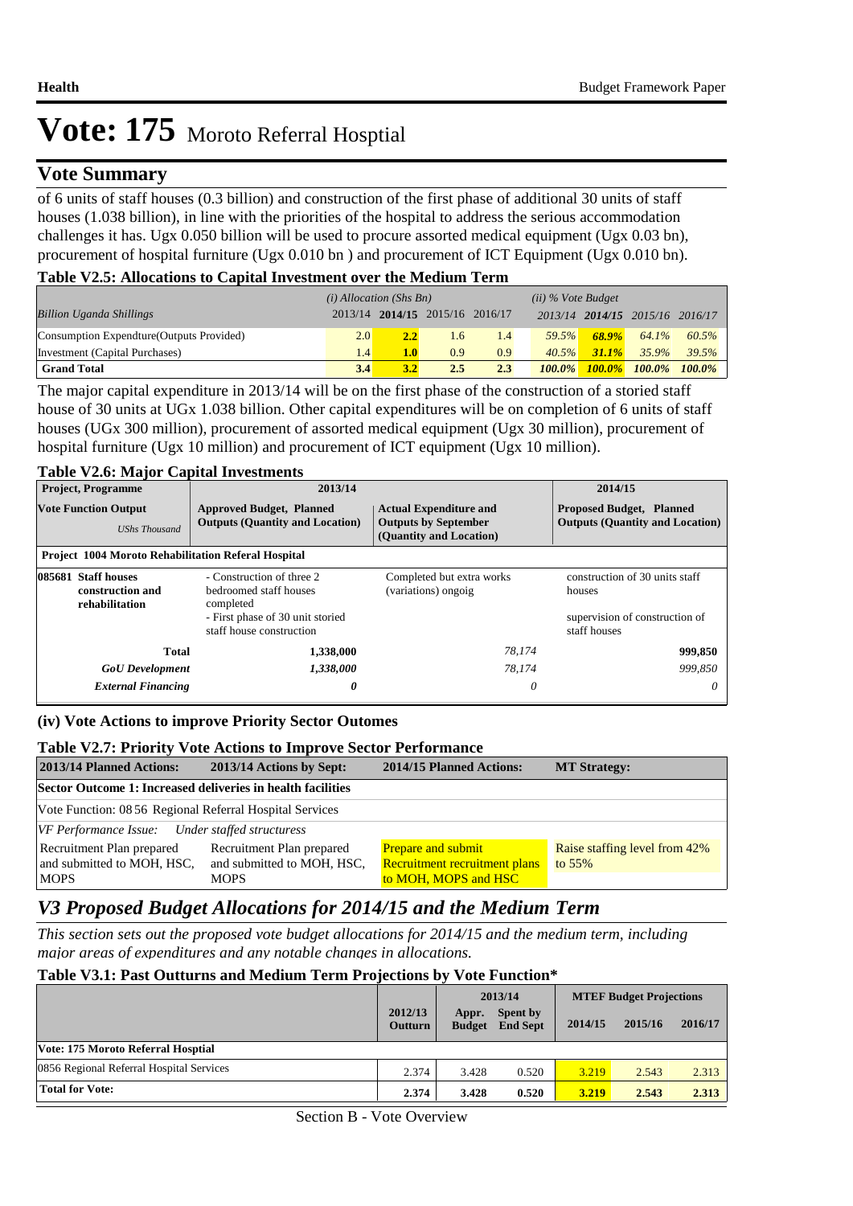# Vote: 175 Moroto Referral Hosptial

## Vote Summary

of 6 units of staff houses (0.3 billion) and construction of the first phase of additional 30 units of staff houses (1.038 billion), in line with the priorities of the hospital to address the serious accommodation challenges it has. Ugx 0.050 billion will be used to procure assorted medical equipment (Ugx 0.03 bn), procurement of hospital furniture (Ugx 0.010 bn ) and procurement of ICT Equipment (Ugx 0.010 bn).

**Table V2.5: Allocations to Capital Investment over the Medium Term**

| | *(i) Allocation (Shs Bn)* | | | | *(ii) % Vote Budget* | | | |
|---|---|---|---|---|---|---|---|---|
| *Billion Uganda Shillings* | 2013/14 | **2014/15** | 2015/16 | 2016/17 | *2013/14* | ***2014/15*** | *2015/16* | *2016/17* |
| Consumption Expendture(Outputs Provided) | 2.0 | **2.2** | 1.6 | 1.4 | *59.5%* | ***68.9%*** | *64.1%* | *60.5%* |
| Investment (Capital Purchases) | 1.4 | **1.0** | 0.9 | 0.9 | *40.5%* | ***31.1%*** | *35.9%* | *39.5%* |
| **Grand Total** | **3.4** | **3.2** | **2.5** | **2.3** | ***100.0%*** | ***100.0%*** | ***100.0%*** | ***100.0%*** |

The major capital expenditure in 2013/14 will be on the first phase of the construction of a storied staff house of 30 units at UGx 1.038 billion. Other capital expenditures will be on completion of 6 units of staff houses (UGx 300 million), procurement of assorted medical equipment (Ugx 30 million), procurement of hospital furniture (Ugx 10 million) and procurement of ICT equipment (Ugx 10 million).

**Table V2.6: Major Capital Investments**

| **Project, Programme** | **2013/14** | | **2014/15** |
|---|---|---|---|
| **Vote Function Output** *UShs Thousand* | **Approved Budget, Planned Outputs (Quantity and Location)** | **Actual Expenditure and Outputs by September (Quantity and Location)** | **Proposed Budget, Planned Outputs (Quantity and Location)** |
| **Project 1004 Moroto Rehabilitation Referal Hospital** | | | |
| **085681 Staff houses construction and rehabilitation** | - Construction of three 2 bedroomed staff houses completed<br>- First phase of 30 unit storied staff house construction | Completed but extra works (variations) ongoig | construction of 30 units staff houses<br><br>supervision of construction of staff houses |
| **Total** | **1,338,000** | *78,174* | **999,850** |
| ***GoU Development*** | ***1,338,000*** | *78,174* | *999,850* |
| ***External Financing*** | ***0*** | *0* | *0* |

**(iv) Vote Actions to improve Priority Sector Outomes**

**Table V2.7: Priority Vote Actions to Improve Sector Performance**

| **2013/14 Planned Actions:** | **2013/14 Actions by Sept:** | **2014/15 Planned Actions:** | **MT Strategy:** |
|---|---|---|---|
| **Sector Outcome 1: Increased deliveries in health facilities** | | | |
| Vote Function: 08 56 Regional Referral Hospital Services | | | |
| *VF Performance Issue: Under staffed structuress* | | | |
| Recruitment Plan prepared and submitted to MOH, HSC, MOPS | Recruitment Plan prepared and submitted to MOH, HSC, MOPS | Prepare and submit Recruitment recruitment plans to MOH, MOPS and HSC | Raise staffing level from 42% to 55% |

## *V3 Proposed Budget Allocations for 2014/15 and the Medium Term*

*This section sets out the proposed vote budget allocations for 2014/15 and the medium term, including major areas of expenditures and any notable changes in allocations.*

**Table V3.1: Past Outturns and Medium Term Projections by Vote Function***

| | **2012/13 Outturn** | **2013/14 Appr. Budget** | **2013/14 Spent by End Sept** | **MTEF Budget Projections 2014/15** | **2015/16** | **2016/17** |
|---|---|---|---|---|---|---|
| **Vote: 175 Moroto Referral Hosptial** | | | | | | |
| 0856 Regional Referral Hospital Services | 2.374 | 3.428 | 0.520 | 3.219 | 2.543 | 2.313 |
| **Total for Vote:** | **2.374** | **3.428** | **0.520** | **3.219** | **2.543** | **2.313** |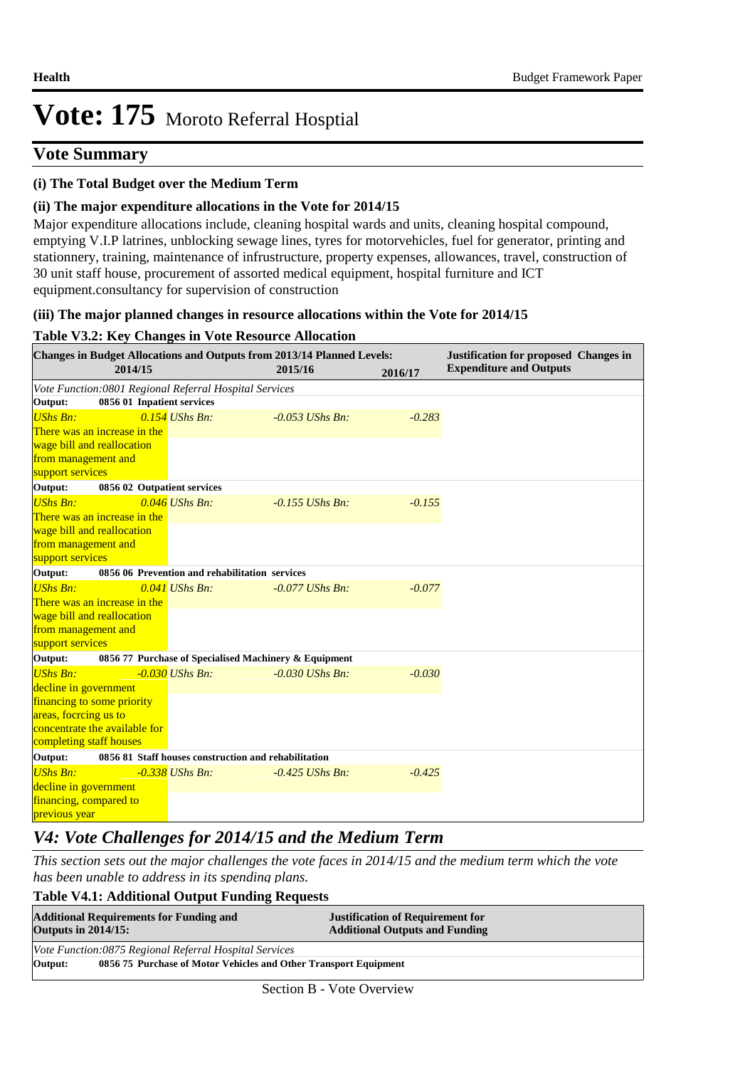# Vote: 175 Moroto Referral Hosptial

## Vote Summary

### (i) The Total Budget over the Medium Term

### (ii) The major expenditure allocations in the Vote for 2014/15

Major expenditure allocations include, cleaning hospital wards and units, cleaning hospital compound, emptying V.I.P latrines, unblocking sewage lines, tyres for motorvehicles, fuel for generator, printing and stationnery, training, maintenance of infrustructure, property expenses, allowances, travel, construction of 30 unit staff house, procurement of assorted medical equipment, hospital furniture and ICT equipment.consultancy for supervision of construction

### (iii) The major planned changes in resource allocations within the Vote for 2014/15

**Table V3.2: Key Changes in Vote Resource Allocation**

| Changes in Budget Allocations and Outputs from 2013/14 Planned Levels: 2014/15 | 2015/16 | 2016/17 | Justification for proposed Changes in Expenditure and Outputs |
|---|---|---|---|
| *Vote Function:0801 Regional Referral Hospital Services* | | | |
| **Output: 0856 01 Inpatient services** | | | |
| *UShs Bn: 0.154* There was an increase in the wage bill and reallocation from management and support services | *UShs Bn: -0.053* | *UShs Bn: -0.283* | |
| **Output: 0856 02 Outpatient services** | | | |
| *UShs Bn: 0.046* There was an increase in the wage bill and reallocation from management and support services | *UShs Bn: -0.155* | *UShs Bn: -0.155* | |
| **Output: 0856 06 Prevention and rehabilitation services** | | | |
| *UShs Bn: 0.041* There was an increase in the wage bill and reallocation from management and support services | *UShs Bn: -0.077* | *UShs Bn: -0.077* | |
| **Output: 0856 77 Purchase of Specialised Machinery & Equipment** | | | |
| *UShs Bn: -0.030* decline in government financing to some priority areas, focrcing us to concentrate the available for completing staff houses | *UShs Bn: -0.030* | *UShs Bn: -0.030* | |
| **Output: 0856 81 Staff houses construction and rehabilitation** | | | |
| *UShs Bn: -0.338* decline in government financing, compared to previous year | *UShs Bn: -0.425* | *UShs Bn: -0.425* | |

## *V4: Vote Challenges for 2014/15 and the Medium Term*

*This section sets out the major challenges the vote faces in 2014/15 and the medium term which the vote has been unable to address in its spending plans.*

**Table V4.1: Additional Output Funding Requests**

| Additional Requirements for Funding and Outputs in 2014/15: | Justification of Requirement for Additional Outputs and Funding |
|---|---|
| *Vote Function:0875 Regional Referral Hospital Services* | |
| **Output: 0856 75 Purchase of Motor Vehicles and Other Transport Equipment** | |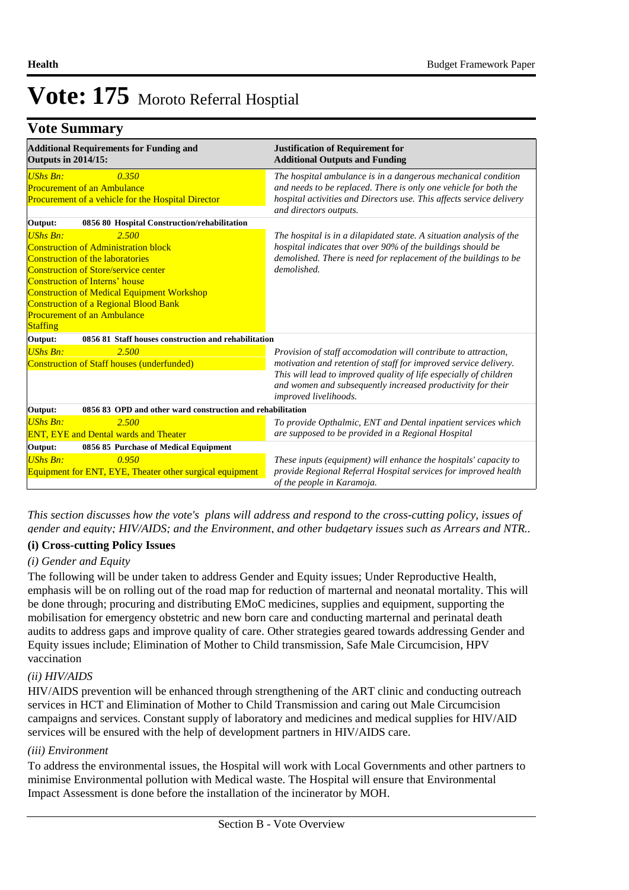# Vote: 175 Moroto Referral Hosptial

## Vote Summary

| Additional Requirements for Funding and Outputs in 2014/15: | Justification of Requirement for Additional Outputs and Funding |
|---|---|
| *UShs Bn:* *0.350*<br>Procurement of an Ambulance<br>Procurement of a vehicle for the Hospital Director | *The hospital ambulance is in a dangerous mechanical condition and needs to be replaced. There is only one vehicle for both the hospital activities and Directors use. This affects service delivery and directors outputs.* |
| **Output: 0856 80 Hospital Construction/rehabilitation** | |
| *UShs Bn:* *2.500*<br>Construction of Administration block<br>Construction of the laboratories<br>Construction of Store/service center<br>Construction of Interns' house<br>Construction of Medical Equipment Workshop<br>Construction of a Regional Blood Bank<br>Procurement of an Ambulance<br>Staffing | *The hospital is in a dilapidated state. A situation analysis of the hospital indicates that over 90% of the buildings should be demolished. There is need for replacement of the buildings to be demolished.* |
| **Output: 0856 81 Staff houses construction and rehabilitation** | |
| *UShs Bn:* *2.500*<br>Construction of Staff houses (underfunded) | *Provision of staff accomodation will contribute to attraction, motivation and retention of staff for improved service delivery. This will lead to improved quality of life especially of children and women and subsequently increased productivity for their improved livelihoods.* |
| **Output: 0856 83 OPD and other ward construction and rehabilitation** | |
| *UShs Bn:* *2.500*<br>ENT, EYE and Dental wards and Theater | *To provide Opthalmic, ENT and Dental inpatient services which are supposed to be provided in a Regional Hospital* |
| **Output: 0856 85 Purchase of Medical Equipment** | |
| *UShs Bn:* *0.950*<br>Equipment for ENT, EYE, Theater other surgical equipment | *These inputs (equipment) will enhance the hospitals' capacity to provide Regional Referral Hospital services for improved health of the people in Karamoja.* |

*This section discusses how the vote's plans will address and respond to the cross-cutting policy, issues of gender and equity; HIV/AIDS; and the Environment, and other budgetary issues such as Arrears and NTR..*

### (i) Cross-cutting Policy Issues

*(i) Gender and Equity*

The following will be under taken to address Gender and Equity issues; Under Reproductive Health, emphasis will be on rolling out of the road map for reduction of marternal and neonatal mortality. This will be done through; procuring and distributing EMoC medicines, supplies and equipment, supporting the mobilisation for emergency obstetric and new born care and conducting marternal and perinatal death audits to address gaps and improve quality of care. Other strategies geared towards addressing Gender and Equity issues include; Elimination of Mother to Child transmission, Safe Male Circumcision, HPV vaccination

*(ii) HIV/AIDS*

HIV/AIDS prevention will be enhanced through strengthening of the ART clinic and conducting outreach services in HCT and Elimination of Mother to Child Transmission and caring out Male Circumcision campaigns and services. Constant supply of laboratory and medicines and medical supplies for HIV/AID services will be ensured with the help of development partners in HIV/AIDS care.

*(iii) Environment*

To address the environmental issues, the Hospital will work with Local Governments and other partners to minimise Environmental pollution with Medical waste. The Hospital will ensure that Environmental Impact Assessment is done before the installation of the incinerator by MOH.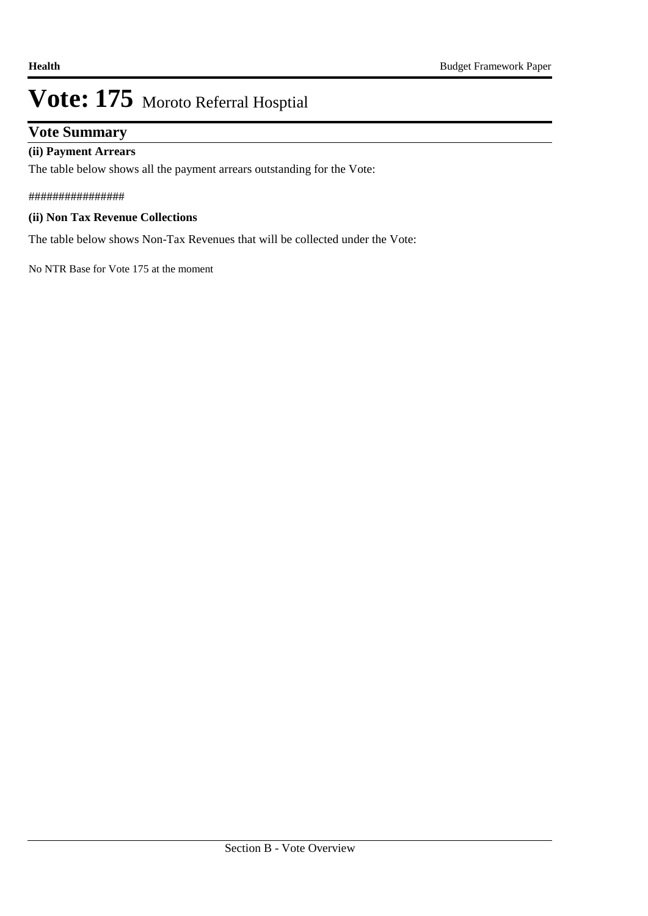# Vote: 175 Moroto Referral Hosptial

## Vote Summary

### (ii) Payment Arrears

The table below shows all the payment arrears outstanding for the Vote:

################

### (ii) Non Tax Revenue Collections

The table below shows Non-Tax Revenues that will be collected under the Vote:

No NTR Base for Vote 175 at the moment